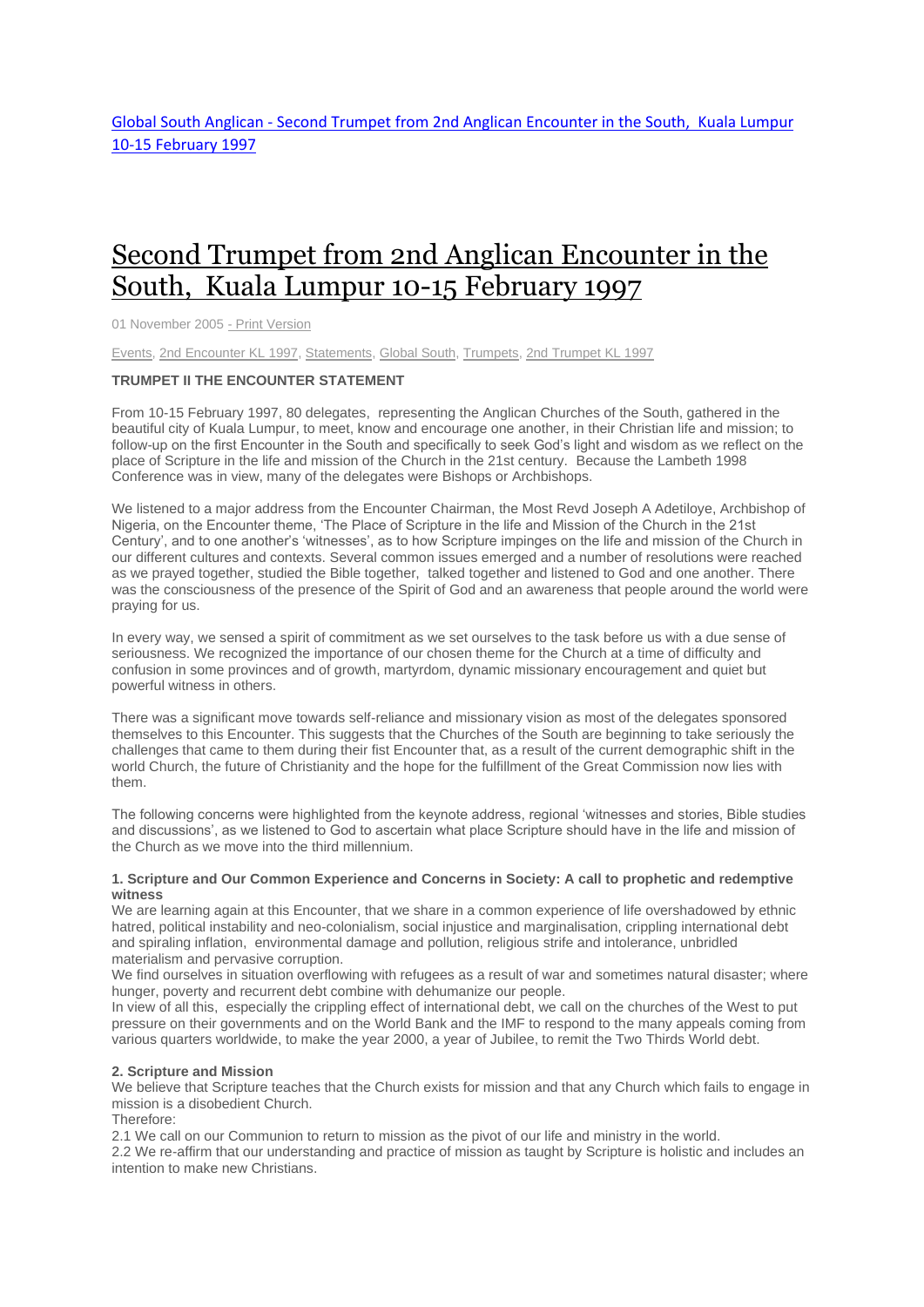[Global South Anglican - Second Trumpet from 2nd Anglican Encounter in the South, Kuala Lumpur 10-15 February 1997]

# [Second Trumpet from 2nd Anglican Encounter in the South, Kuala Lumpur 10-15 February 1997]

01 November 2005 - Print Version

Events, 2nd Encounter KL 1997, Statements, Global South, Trumpets, 2nd Trumpet KL 1997

**TRUMPET II THE ENCOUNTER STATEMENT**

From 10-15 February 1997, 80 delegates, representing the Anglican Churches of the South, gathered in the beautiful city of Kuala Lumpur, to meet, know and encourage one another, in their Christian life and mission; to follow-up on the first Encounter in the South and specifically to seek God's light and wisdom as we reflect on the place of Scripture in the life and mission of the Church in the 21st century. Because the Lambeth 1998 Conference was in view, many of the delegates were Bishops or Archbishops.

We listened to a major address from the Encounter Chairman, the Most Revd Joseph A Adetiloye, Archbishop of Nigeria, on the Encounter theme, 'The Place of Scripture in the life and Mission of the Church in the 21st Century', and to one another's 'witnesses', as to how Scripture impinges on the life and mission of the Church in our different cultures and contexts. Several common issues emerged and a number of resolutions were reached as we prayed together, studied the Bible together, talked together and listened to God and one another. There was the consciousness of the presence of the Spirit of God and an awareness that people around the world were praying for us.

In every way, we sensed a spirit of commitment as we set ourselves to the task before us with a due sense of seriousness. We recognized the importance of our chosen theme for the Church at a time of difficulty and confusion in some provinces and of growth, martyrdom, dynamic missionary encouragement and quiet but powerful witness in others.

There was a significant move towards self-reliance and missionary vision as most of the delegates sponsored themselves to this Encounter. This suggests that the Churches of the South are beginning to take seriously the challenges that came to them during their fist Encounter that, as a result of the current demographic shift in the world Church, the future of Christianity and the hope for the fulfillment of the Great Commission now lies with them.

The following concerns were highlighted from the keynote address, regional 'witnesses and stories, Bible studies and discussions', as we listened to God to ascertain what place Scripture should have in the life and mission of the Church as we move into the third millennium.

**1. Scripture and Our Common Experience and Concerns in Society: A call to prophetic and redemptive witness**

We are learning again at this Encounter, that we share in a common experience of life overshadowed by ethnic hatred, political instability and neo-colonialism, social injustice and marginalisation, crippling international debt and spiraling inflation, environmental damage and pollution, religious strife and intolerance, unbridled materialism and pervasive corruption.

We find ourselves in situation overflowing with refugees as a result of war and sometimes natural disaster; where hunger, poverty and recurrent debt combine with dehumanize our people.

In view of all this, especially the crippling effect of international debt, we call on the churches of the West to put pressure on their governments and on the World Bank and the IMF to respond to the many appeals coming from various quarters worldwide, to make the year 2000, a year of Jubilee, to remit the Two Thirds World debt.

**2. Scripture and Mission**

We believe that Scripture teaches that the Church exists for mission and that any Church which fails to engage in mission is a disobedient Church.

Therefore:

2.1 We call on our Communion to return to mission as the pivot of our life and ministry in the world.

2.2 We re-affirm that our understanding and practice of mission as taught by Scripture is holistic and includes an intention to make new Christians.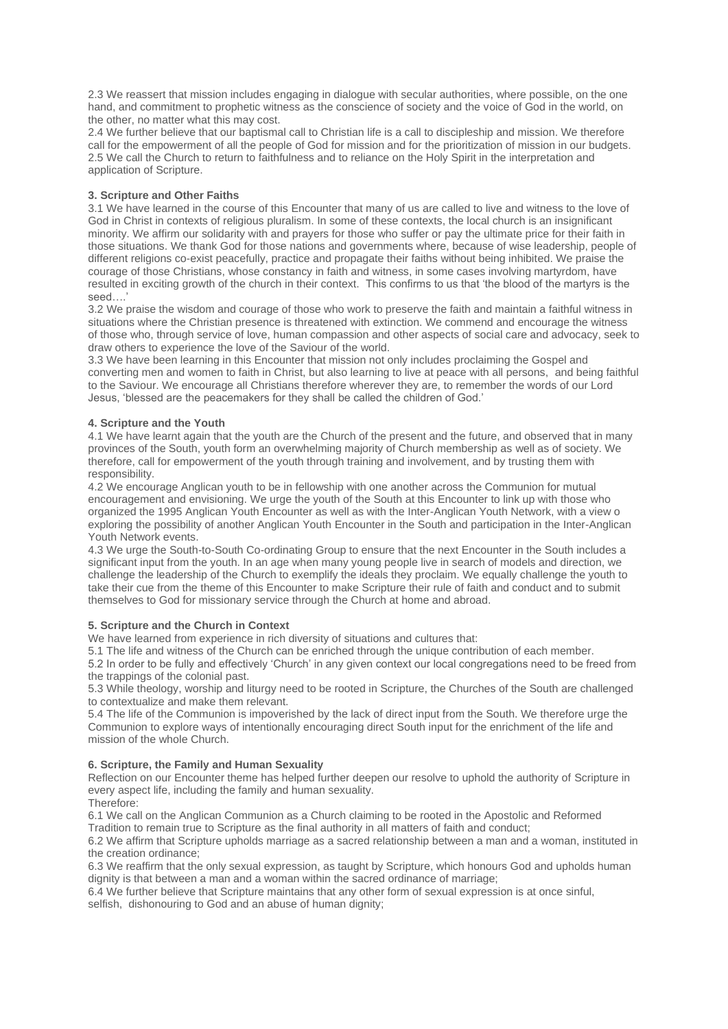2.3 We reassert that mission includes engaging in dialogue with secular authorities, where possible, on the one hand, and commitment to prophetic witness as the conscience of society and the voice of God in the world, on the other, no matter what this may cost.

2.4 We further believe that our baptismal call to Christian life is a call to discipleship and mission. We therefore call for the empowerment of all the people of God for mission and for the prioritization of mission in our budgets.

2.5 We call the Church to return to faithfulness and to reliance on the Holy Spirit in the interpretation and application of Scripture.

**3. Scripture and Other Faiths**

3.1 We have learned in the course of this Encounter that many of us are called to live and witness to the love of God in Christ in contexts of religious pluralism. In some of these contexts, the local church is an insignificant minority. We affirm our solidarity with and prayers for those who suffer or pay the ultimate price for their faith in those situations. We thank God for those nations and governments where, because of wise leadership, people of different religions co-exist peacefully, practice and propagate their faiths without being inhibited. We praise the courage of those Christians, whose constancy in faith and witness, in some cases involving martyrdom, have resulted in exciting growth of the church in their context. This confirms to us that 'the blood of the martyrs is the seed….'

3.2 We praise the wisdom and courage of those who work to preserve the faith and maintain a faithful witness in situations where the Christian presence is threatened with extinction. We commend and encourage the witness of those who, through service of love, human compassion and other aspects of social care and advocacy, seek to draw others to experience the love of the Saviour of the world.

3.3 We have been learning in this Encounter that mission not only includes proclaiming the Gospel and converting men and women to faith in Christ, but also learning to live at peace with all persons, and being faithful to the Saviour. We encourage all Christians therefore wherever they are, to remember the words of our Lord Jesus, 'blessed are the peacemakers for they shall be called the children of God.'

**4. Scripture and the Youth**

4.1 We have learnt again that the youth are the Church of the present and the future, and observed that in many provinces of the South, youth form an overwhelming majority of Church membership as well as of society. We therefore, call for empowerment of the youth through training and involvement, and by trusting them with responsibility.

4.2 We encourage Anglican youth to be in fellowship with one another across the Communion for mutual encouragement and envisioning. We urge the youth of the South at this Encounter to link up with those who organized the 1995 Anglican Youth Encounter as well as with the Inter-Anglican Youth Network, with a view o exploring the possibility of another Anglican Youth Encounter in the South and participation in the Inter-Anglican Youth Network events.

4.3 We urge the South-to-South Co-ordinating Group to ensure that the next Encounter in the South includes a significant input from the youth. In an age when many young people live in search of models and direction, we challenge the leadership of the Church to exemplify the ideals they proclaim. We equally challenge the youth to take their cue from the theme of this Encounter to make Scripture their rule of faith and conduct and to submit themselves to God for missionary service through the Church at home and abroad.

**5. Scripture and the Church in Context**

We have learned from experience in rich diversity of situations and cultures that:

5.1 The life and witness of the Church can be enriched through the unique contribution of each member.

5.2 In order to be fully and effectively 'Church' in any given context our local congregations need to be freed from the trappings of the colonial past.

5.3 While theology, worship and liturgy need to be rooted in Scripture, the Churches of the South are challenged to contextualize and make them relevant.

5.4 The life of the Communion is impoverished by the lack of direct input from the South. We therefore urge the Communion to explore ways of intentionally encouraging direct South input for the enrichment of the life and mission of the whole Church.

**6. Scripture, the Family and Human Sexuality**

Reflection on our Encounter theme has helped further deepen our resolve to uphold the authority of Scripture in every aspect life, including the family and human sexuality.

Therefore:

6.1 We call on the Anglican Communion as a Church claiming to be rooted in the Apostolic and Reformed Tradition to remain true to Scripture as the final authority in all matters of faith and conduct;

6.2 We affirm that Scripture upholds marriage as a sacred relationship between a man and a woman, instituted in the creation ordinance;

6.3 We reaffirm that the only sexual expression, as taught by Scripture, which honours God and upholds human dignity is that between a man and a woman within the sacred ordinance of marriage;

6.4 We further believe that Scripture maintains that any other form of sexual expression is at once sinful, selfish, dishonouring to God and an abuse of human dignity;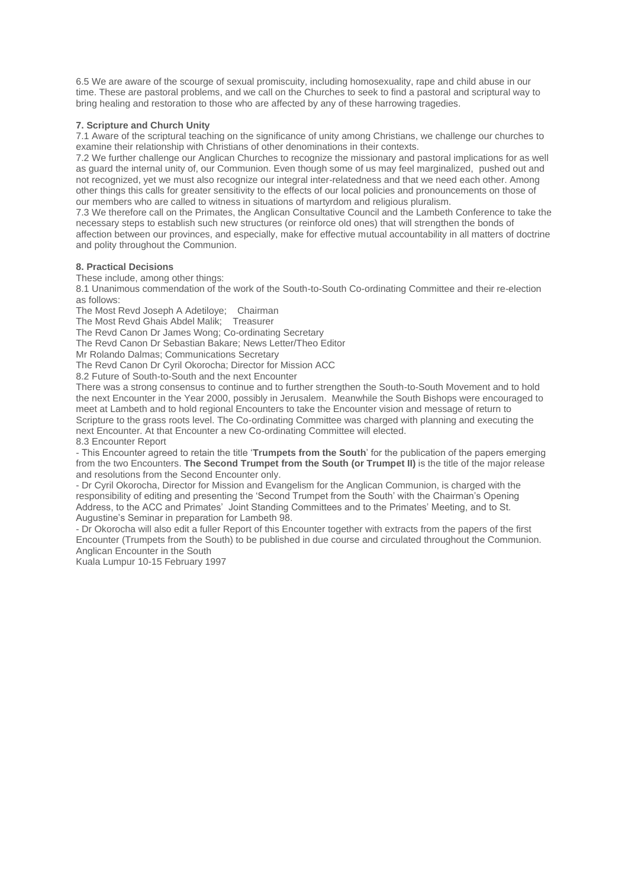6.5 We are aware of the scourge of sexual promiscuity, including homosexuality, rape and child abuse in our time. These are pastoral problems, and we call on the Churches to seek to find a pastoral and scriptural way to bring healing and restoration to those who are affected by any of these harrowing tragedies.

**7. Scripture and Church Unity**

7.1 Aware of the scriptural teaching on the significance of unity among Christians, we challenge our churches to examine their relationship with Christians of other denominations in their contexts.

7.2 We further challenge our Anglican Churches to recognize the missionary and pastoral implications for as well as guard the internal unity of, our Communion. Even though some of us may feel marginalized, pushed out and not recognized, yet we must also recognize our integral inter-relatedness and that we need each other. Among other things this calls for greater sensitivity to the effects of our local policies and pronouncements on those of our members who are called to witness in situations of martyrdom and religious pluralism.

7.3 We therefore call on the Primates, the Anglican Consultative Council and the Lambeth Conference to take the necessary steps to establish such new structures (or reinforce old ones) that will strengthen the bonds of affection between our provinces, and especially, make for effective mutual accountability in all matters of doctrine and polity throughout the Communion.

**8. Practical Decisions**

These include, among other things:

8.1 Unanimous commendation of the work of the South-to-South Co-ordinating Committee and their re-election as follows:

The Most Revd Joseph A Adetiloye; Chairman
The Most Revd Ghais Abdel Malik; Treasurer
The Revd Canon Dr James Wong; Co-ordinating Secretary
The Revd Canon Dr Sebastian Bakare; News Letter/Theo Editor
Mr Rolando Dalmas; Communications Secretary
The Revd Canon Dr Cyril Okorocha; Director for Mission ACC

8.2 Future of South-to-South and the next Encounter

There was a strong consensus to continue and to further strengthen the South-to-South Movement and to hold the next Encounter in the Year 2000, possibly in Jerusalem. Meanwhile the South Bishops were encouraged to meet at Lambeth and to hold regional Encounters to take the Encounter vision and message of return to Scripture to the grass roots level. The Co-ordinating Committee was charged with planning and executing the next Encounter. At that Encounter a new Co-ordinating Committee will elected.

8.3 Encounter Report

- This Encounter agreed to retain the title '**Trumpets from the South**' for the publication of the papers emerging from the two Encounters. **The Second Trumpet from the South (or Trumpet II)** is the title of the major release and resolutions from the Second Encounter only.
- Dr Cyril Okorocha, Director for Mission and Evangelism for the Anglican Communion, is charged with the responsibility of editing and presenting the 'Second Trumpet from the South' with the Chairman's Opening Address, to the ACC and Primates' Joint Standing Committees and to the Primates' Meeting, and to St. Augustine's Seminar in preparation for Lambeth 98.
- Dr Okorocha will also edit a fuller Report of this Encounter together with extracts from the papers of the first Encounter (Trumpets from the South) to be published in due course and circulated throughout the Communion.

Anglican Encounter in the South
Kuala Lumpur 10-15 February 1997